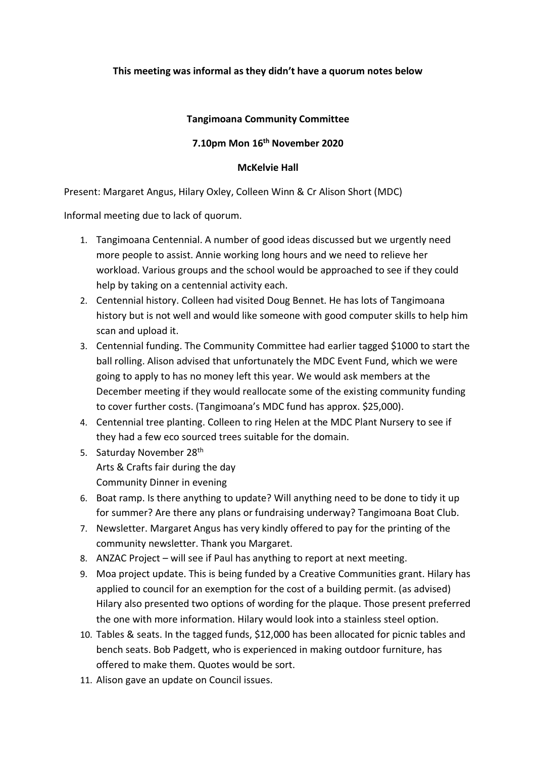**This meeting was informal as they didn't have a quorum notes below**

**Tangimoana Community Committee**

**7.10pm Mon 16th November 2020**

**McKelvie Hall**

Present: Margaret Angus, Hilary Oxley, Colleen Winn & Cr Alison Short (MDC)

Informal meeting due to lack of quorum.

1. Tangimoana Centennial. A number of good ideas discussed but we urgently need more people to assist. Annie working long hours and we need to relieve her workload. Various groups and the school would be approached to see if they could help by taking on a centennial activity each.
2. Centennial history. Colleen had visited Doug Bennet. He has lots of Tangimoana history but is not well and would like someone with good computer skills to help him scan and upload it.
3. Centennial funding. The Community Committee had earlier tagged $1000 to start the ball rolling. Alison advised that unfortunately the MDC Event Fund, which we were going to apply to has no money left this year. We would ask members at the December meeting if they would reallocate some of the existing community funding to cover further costs. (Tangimoana's MDC fund has approx. $25,000).
4. Centennial tree planting. Colleen to ring Helen at the MDC Plant Nursery to see if they had a few eco sourced trees suitable for the domain.
5. Saturday November 28th
   Arts & Crafts fair during the day
   Community Dinner in evening
6. Boat ramp. Is there anything to update? Will anything need to be done to tidy it up for summer? Are there any plans or fundraising underway? Tangimoana Boat Club.
7. Newsletter. Margaret Angus has very kindly offered to pay for the printing of the community newsletter. Thank you Margaret.
8. ANZAC Project – will see if Paul has anything to report at next meeting.
9. Moa project update. This is being funded by a Creative Communities grant. Hilary has applied to council for an exemption for the cost of a building permit. (as advised) Hilary also presented two options of wording for the plaque. Those present preferred the one with more information. Hilary would look into a stainless steel option.
10. Tables & seats. In the tagged funds, $12,000 has been allocated for picnic tables and bench seats. Bob Padgett, who is experienced in making outdoor furniture, has offered to make them. Quotes would be sort.
11. Alison gave an update on Council issues.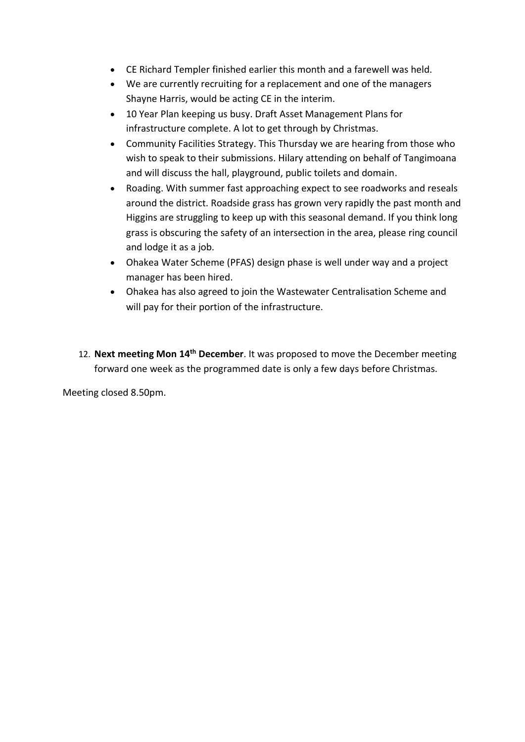- CE Richard Templer finished earlier this month and a farewell was held.
- We are currently recruiting for a replacement and one of the managers Shayne Harris, would be acting CE in the interim.
- 10 Year Plan keeping us busy. Draft Asset Management Plans for infrastructure complete. A lot to get through by Christmas.
- Community Facilities Strategy. This Thursday we are hearing from those who wish to speak to their submissions. Hilary attending on behalf of Tangimoana and will discuss the hall, playground, public toilets and domain.
- Roading. With summer fast approaching expect to see roadworks and reseals around the district. Roadside grass has grown very rapidly the past month and Higgins are struggling to keep up with this seasonal demand. If you think long grass is obscuring the safety of an intersection in the area, please ring council and lodge it as a job.
- Ohakea Water Scheme (PFAS) design phase is well under way and a project manager has been hired.
- Ohakea has also agreed to join the Wastewater Centralisation Scheme and will pay for their portion of the infrastructure.

12. **Next meeting Mon 14th December**. It was proposed to move the December meeting forward one week as the programmed date is only a few days before Christmas.

Meeting closed 8.50pm.